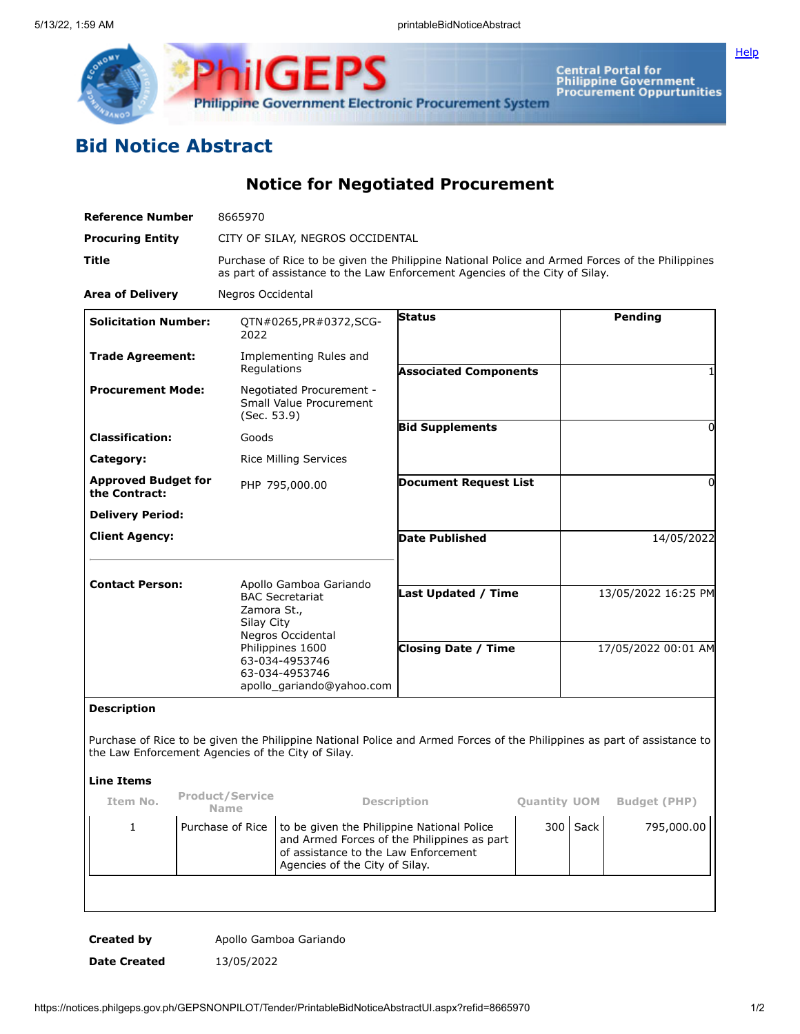# Bid Notice Abstract

## Notice for Negotiated Procurement

| | |
|---|---|
| **Reference Number** | 8665970 |
| **Procuring Entity** | CITY OF SILAY, NEGROS OCCIDENTAL |
| **Title** | Purchase of Rice to be given the Philippine National Police and Armed Forces of the Philippines as part of assistance to the Law Enforcement Agencies of the City of Silay. |
| **Area of Delivery** | Negros Occidental |

| | | | |
|---|---|---|---|
| **Solicitation Number:** | QTN#0265,PR#0372,SCG-2022 | **Status** | Pending |
| **Trade Agreement:** | Implementing Rules and Regulations | **Associated Components** | 1 |
| **Procurement Mode:** | Negotiated Procurement - Small Value Procurement (Sec. 53.9) | **Bid Supplements** | 0 |
| **Classification:** | Goods | **Document Request List** | 0 |
| **Category:** | Rice Milling Services | **Date Published** | 14/05/2022 |
| **Approved Budget for the Contract:** | PHP 795,000.00 | **Last Updated / Time** | 13/05/2022 16:25 PM |
| **Delivery Period:** | | **Closing Date / Time** | 17/05/2022 00:01 AM |
| **Client Agency:** | | | |
| **Contact Person:** | Apollo Gamboa Gariando<br>BAC Secretariat<br>Zamora St.,<br>Silay City<br>Negros Occidental<br>Philippines 1600<br>63-034-4953746<br>63-034-4953746<br>apollo_gariando@yahoo.com | | |

**Description**

Purchase of Rice to be given the Philippine National Police and Armed Forces of the Philippines as part of assistance to the Law Enforcement Agencies of the City of Silay.

**Line Items**

| Item No. | Product/Service Name | Description | Quantity | UOM | Budget (PHP) |
|---|---|---|---|---|---|
| 1 | Purchase of Rice | to be given the Philippine National Police and Armed Forces of the Philippines as part of assistance to the Law Enforcement Agencies of the City of Silay. | 300 | Sack | 795,000.00 |

| | |
|---|---|
| **Created by** | Apollo Gamboa Gariando |
| **Date Created** | 13/05/2022 |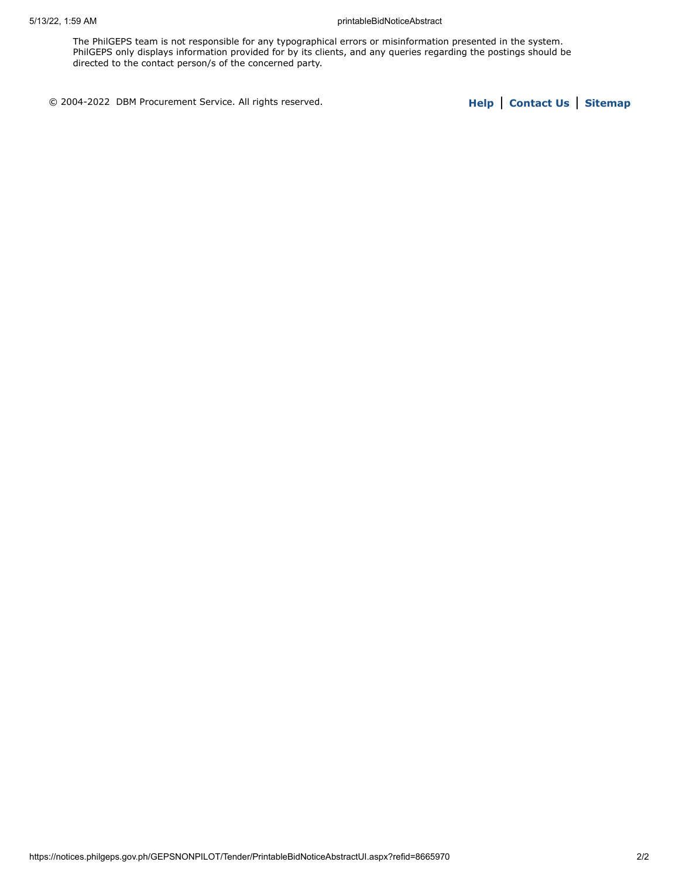The PhilGEPS team is not responsible for any typographical errors or misinformation presented in the system. PhilGEPS only displays information provided for by its clients, and any queries regarding the postings should be directed to the contact person/s of the concerned party.

© 2004-2022 DBM Procurement Service. All rights reserved.

**Help** | **Contact Us** | **Sitemap**